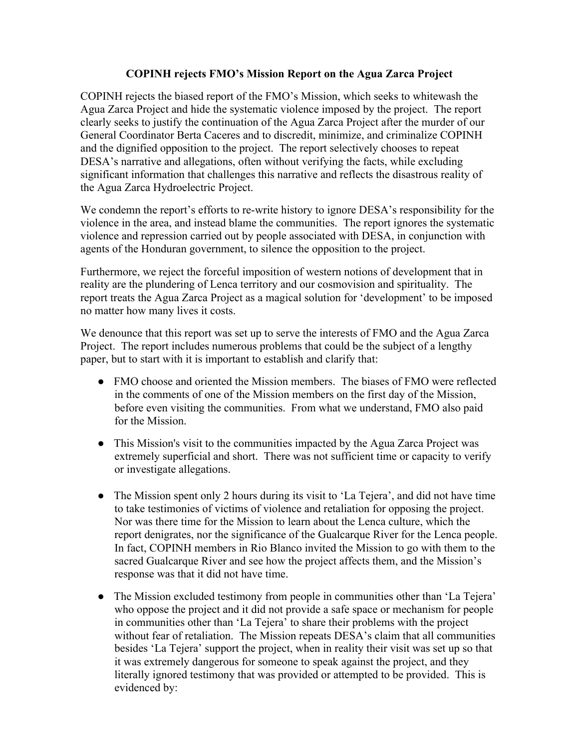# COPINH rejects FMO's Mission Report on the Agua Zarca Project

COPINH rejects the biased report of the FMO's Mission, which seeks to whitewash the Agua Zarca Project and hide the systematic violence imposed by the project. The report clearly seeks to justify the continuation of the Agua Zarca Project after the murder of our General Coordinator Berta Caceres and to discredit, minimize, and criminalize COPINH and the dignified opposition to the project. The report selectively chooses to repeat DESA's narrative and allegations, often without verifying the facts, while excluding significant information that challenges this narrative and reflects the disastrous reality of the Agua Zarca Hydroelectric Project.

We condemn the report's efforts to re-write history to ignore DESA's responsibility for the violence in the area, and instead blame the communities. The report ignores the systematic violence and repression carried out by people associated with DESA, in conjunction with agents of the Honduran government, to silence the opposition to the project.

Furthermore, we reject the forceful imposition of western notions of development that in reality are the plundering of Lenca territory and our cosmovision and spirituality. The report treats the Agua Zarca Project as a magical solution for 'development' to be imposed no matter how many lives it costs.

We denounce that this report was set up to serve the interests of FMO and the Agua Zarca Project. The report includes numerous problems that could be the subject of a lengthy paper, but to start with it is important to establish and clarify that:

- FMO choose and oriented the Mission members. The biases of FMO were reflected in the comments of one of the Mission members on the first day of the Mission, before even visiting the communities. From what we understand, FMO also paid for the Mission.

- This Mission's visit to the communities impacted by the Agua Zarca Project was extremely superficial and short. There was not sufficient time or capacity to verify or investigate allegations.

- The Mission spent only 2 hours during its visit to 'La Tejera', and did not have time to take testimonies of victims of violence and retaliation for opposing the project. Nor was there time for the Mission to learn about the Lenca culture, which the report denigrates, nor the significance of the Gualcarque River for the Lenca people. In fact, COPINH members in Rio Blanco invited the Mission to go with them to the sacred Gualcarque River and see how the project affects them, and the Mission's response was that it did not have time.

- The Mission excluded testimony from people in communities other than 'La Tejera' who oppose the project and it did not provide a safe space or mechanism for people in communities other than 'La Tejera' to share their problems with the project without fear of retaliation. The Mission repeats DESA's claim that all communities besides 'La Tejera' support the project, when in reality their visit was set up so that it was extremely dangerous for someone to speak against the project, and they literally ignored testimony that was provided or attempted to be provided. This is evidenced by: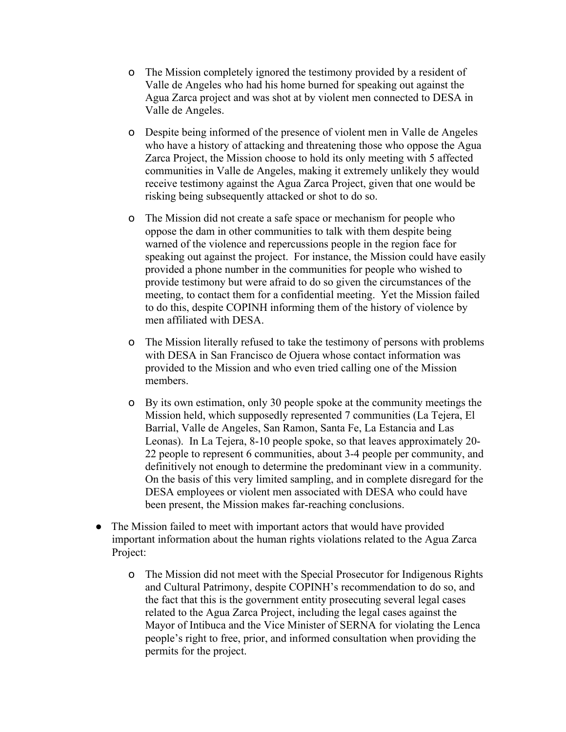- The Mission completely ignored the testimony provided by a resident of Valle de Angeles who had his home burned for speaking out against the Agua Zarca project and was shot at by violent men connected to DESA in Valle de Angeles.

  - Despite being informed of the presence of violent men in Valle de Angeles who have a history of attacking and threatening those who oppose the Agua Zarca Project, the Mission choose to hold its only meeting with 5 affected communities in Valle de Angeles, making it extremely unlikely they would receive testimony against the Agua Zarca Project, given that one would be risking being subsequently attacked or shot to do so.

  - The Mission did not create a safe space or mechanism for people who oppose the dam in other communities to talk with them despite being warned of the violence and repercussions people in the region face for speaking out against the project. For instance, the Mission could have easily provided a phone number in the communities for people who wished to provide testimony but were afraid to do so given the circumstances of the meeting, to contact them for a confidential meeting. Yet the Mission failed to do this, despite COPINH informing them of the history of violence by men affiliated with DESA.

  - The Mission literally refused to take the testimony of persons with problems with DESA in San Francisco de Ojuera whose contact information was provided to the Mission and who even tried calling one of the Mission members.

  - By its own estimation, only 30 people spoke at the community meetings the Mission held, which supposedly represented 7 communities (La Tejera, El Barrial, Valle de Angeles, San Ramon, Santa Fe, La Estancia and Las Leonas). In La Tejera, 8-10 people spoke, so that leaves approximately 20-22 people to represent 6 communities, about 3-4 people per community, and definitively not enough to determine the predominant view in a community. On the basis of this very limited sampling, and in complete disregard for the DESA employees or violent men associated with DESA who could have been present, the Mission makes far-reaching conclusions.

- The Mission failed to meet with important actors that would have provided important information about the human rights violations related to the Agua Zarca Project:

  - The Mission did not meet with the Special Prosecutor for Indigenous Rights and Cultural Patrimony, despite COPINH's recommendation to do so, and the fact that this is the government entity prosecuting several legal cases related to the Agua Zarca Project, including the legal cases against the Mayor of Intibuca and the Vice Minister of SERNA for violating the Lenca people's right to free, prior, and informed consultation when providing the permits for the project.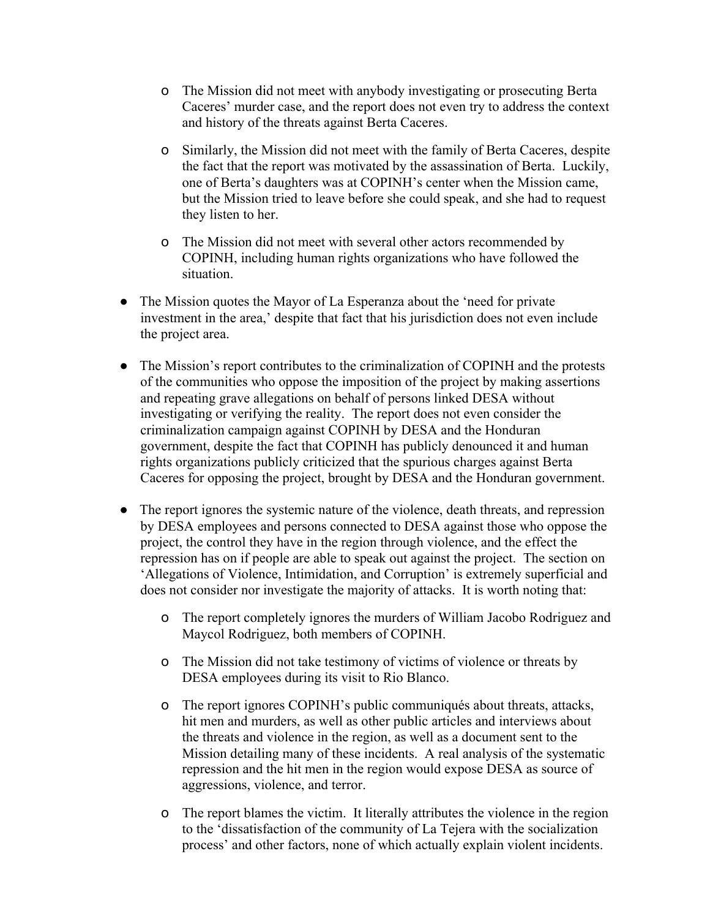- The Mission did not meet with anybody investigating or prosecuting Berta Caceres' murder case, and the report does not even try to address the context and history of the threats against Berta Caceres.

  - Similarly, the Mission did not meet with the family of Berta Caceres, despite the fact that the report was motivated by the assassination of Berta. Luckily, one of Berta's daughters was at COPINH's center when the Mission came, but the Mission tried to leave before she could speak, and she had to request they listen to her.

  - The Mission did not meet with several other actors recommended by COPINH, including human rights organizations who have followed the situation.

- The Mission quotes the Mayor of La Esperanza about the 'need for private investment in the area,' despite that fact that his jurisdiction does not even include the project area.

- The Mission's report contributes to the criminalization of COPINH and the protests of the communities who oppose the imposition of the project by making assertions and repeating grave allegations on behalf of persons linked DESA without investigating or verifying the reality. The report does not even consider the criminalization campaign against COPINH by DESA and the Honduran government, despite the fact that COPINH has publicly denounced it and human rights organizations publicly criticized that the spurious charges against Berta Caceres for opposing the project, brought by DESA and the Honduran government.

- The report ignores the systemic nature of the violence, death threats, and repression by DESA employees and persons connected to DESA against those who oppose the project, the control they have in the region through violence, and the effect the repression has on if people are able to speak out against the project. The section on 'Allegations of Violence, Intimidation, and Corruption' is extremely superficial and does not consider nor investigate the majority of attacks. It is worth noting that:

  - The report completely ignores the murders of William Jacobo Rodriguez and Maycol Rodriguez, both members of COPINH.

  - The Mission did not take testimony of victims of violence or threats by DESA employees during its visit to Rio Blanco.

  - The report ignores COPINH's public communiqués about threats, attacks, hit men and murders, as well as other public articles and interviews about the threats and violence in the region, as well as a document sent to the Mission detailing many of these incidents. A real analysis of the systematic repression and the hit men in the region would expose DESA as source of aggressions, violence, and terror.

  - The report blames the victim. It literally attributes the violence in the region to the 'dissatisfaction of the community of La Tejera with the socialization process' and other factors, none of which actually explain violent incidents.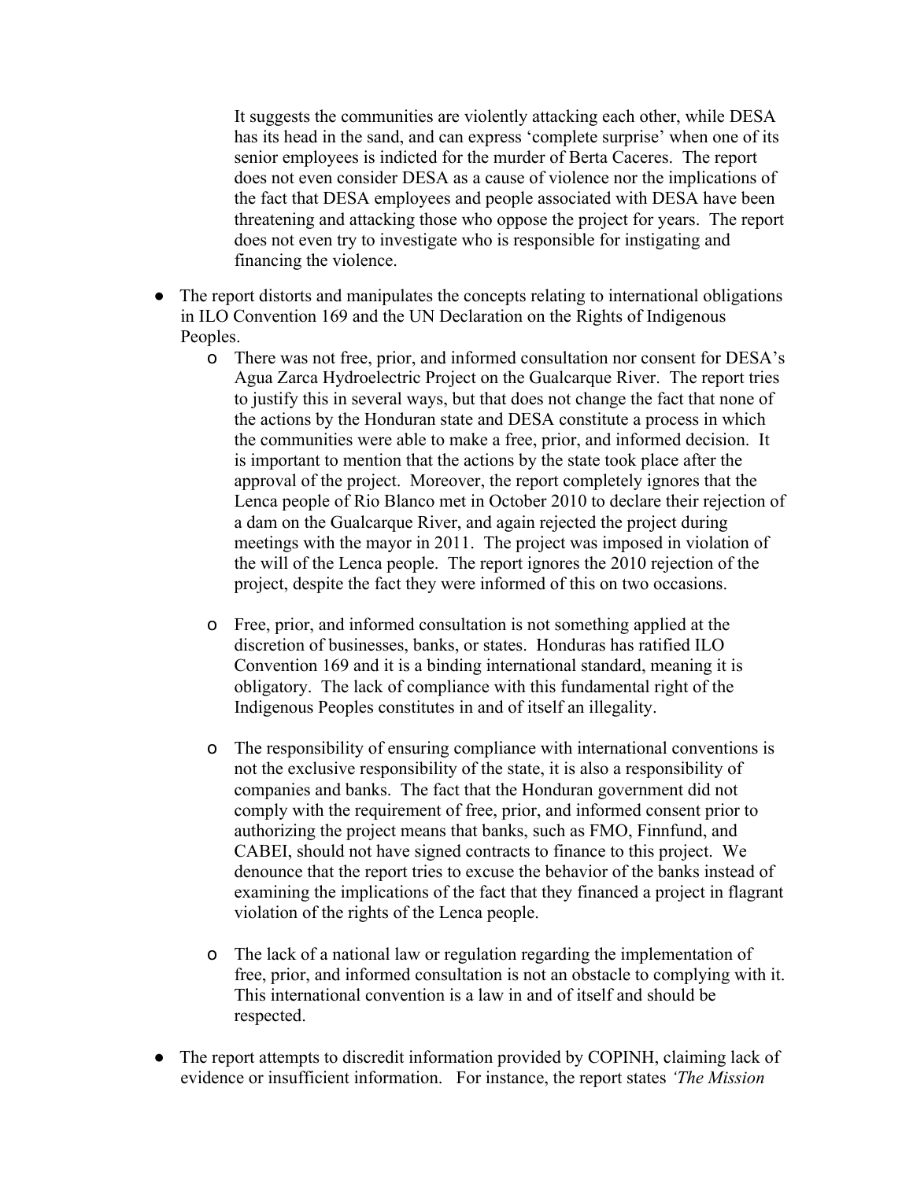It suggests the communities are violently attacking each other, while DESA has its head in the sand, and can express 'complete surprise' when one of its senior employees is indicted for the murder of Berta Caceres. The report does not even consider DESA as a cause of violence nor the implications of the fact that DESA employees and people associated with DESA have been threatening and attacking those who oppose the project for years. The report does not even try to investigate who is responsible for instigating and financing the violence.

- The report distorts and manipulates the concepts relating to international obligations in ILO Convention 169 and the UN Declaration on the Rights of Indigenous Peoples.
    - There was not free, prior, and informed consultation nor consent for DESA's Agua Zarca Hydroelectric Project on the Gualcarque River. The report tries to justify this in several ways, but that does not change the fact that none of the actions by the Honduran state and DESA constitute a process in which the communities were able to make a free, prior, and informed decision. It is important to mention that the actions by the state took place after the approval of the project. Moreover, the report completely ignores that the Lenca people of Rio Blanco met in October 2010 to declare their rejection of a dam on the Gualcarque River, and again rejected the project during meetings with the mayor in 2011. The project was imposed in violation of the will of the Lenca people. The report ignores the 2010 rejection of the project, despite the fact they were informed of this on two occasions.

    - Free, prior, and informed consultation is not something applied at the discretion of businesses, banks, or states. Honduras has ratified ILO Convention 169 and it is a binding international standard, meaning it is obligatory. The lack of compliance with this fundamental right of the Indigenous Peoples constitutes in and of itself an illegality.

    - The responsibility of ensuring compliance with international conventions is not the exclusive responsibility of the state, it is also a responsibility of companies and banks. The fact that the Honduran government did not comply with the requirement of free, prior, and informed consent prior to authorizing the project means that banks, such as FMO, Finnfund, and CABEI, should not have signed contracts to finance to this project. We denounce that the report tries to excuse the behavior of the banks instead of examining the implications of the fact that they financed a project in flagrant violation of the rights of the Lenca people.

    - The lack of a national law or regulation regarding the implementation of free, prior, and informed consultation is not an obstacle to complying with it. This international convention is a law in and of itself and should be respected.

- The report attempts to discredit information provided by COPINH, claiming lack of evidence or insufficient information. For instance, the report states *'The Mission*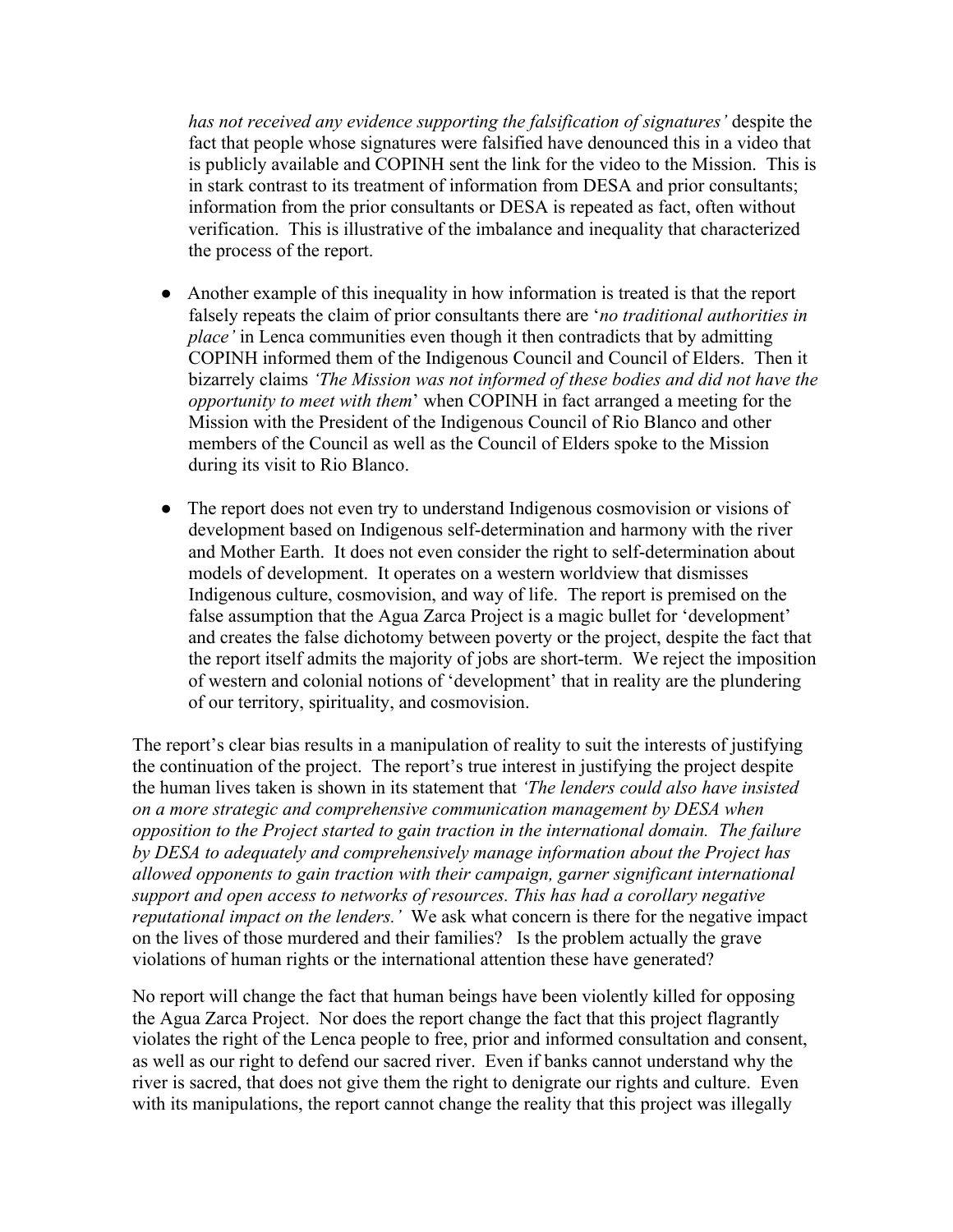*has not received any evidence supporting the falsification of signatures'* despite the fact that people whose signatures were falsified have denounced this in a video that is publicly available and COPINH sent the link for the video to the Mission. This is in stark contrast to its treatment of information from DESA and prior consultants; information from the prior consultants or DESA is repeated as fact, often without verification. This is illustrative of the imbalance and inequality that characterized the process of the report.

- Another example of this inequality in how information is treated is that the report falsely repeats the claim of prior consultants there are '*no traditional authorities in place'* in Lenca communities even though it then contradicts that by admitting COPINH informed them of the Indigenous Council and Council of Elders. Then it bizarrely claims *'The Mission was not informed of these bodies and did not have the opportunity to meet with them*' when COPINH in fact arranged a meeting for the Mission with the President of the Indigenous Council of Rio Blanco and other members of the Council as well as the Council of Elders spoke to the Mission during its visit to Rio Blanco.

- The report does not even try to understand Indigenous cosmovision or visions of development based on Indigenous self-determination and harmony with the river and Mother Earth. It does not even consider the right to self-determination about models of development. It operates on a western worldview that dismisses Indigenous culture, cosmovision, and way of life. The report is premised on the false assumption that the Agua Zarca Project is a magic bullet for 'development' and creates the false dichotomy between poverty or the project, despite the fact that the report itself admits the majority of jobs are short-term. We reject the imposition of western and colonial notions of 'development' that in reality are the plundering of our territory, spirituality, and cosmovision.

The report's clear bias results in a manipulation of reality to suit the interests of justifying the continuation of the project. The report's true interest in justifying the project despite the human lives taken is shown in its statement that *'The lenders could also have insisted on a more strategic and comprehensive communication management by DESA when opposition to the Project started to gain traction in the international domain. The failure by DESA to adequately and comprehensively manage information about the Project has allowed opponents to gain traction with their campaign, garner significant international support and open access to networks of resources. This has had a corollary negative reputational impact on the lenders.'* We ask what concern is there for the negative impact on the lives of those murdered and their families? Is the problem actually the grave violations of human rights or the international attention these have generated?

No report will change the fact that human beings have been violently killed for opposing the Agua Zarca Project. Nor does the report change the fact that this project flagrantly violates the right of the Lenca people to free, prior and informed consultation and consent, as well as our right to defend our sacred river. Even if banks cannot understand why the river is sacred, that does not give them the right to denigrate our rights and culture. Even with its manipulations, the report cannot change the reality that this project was illegally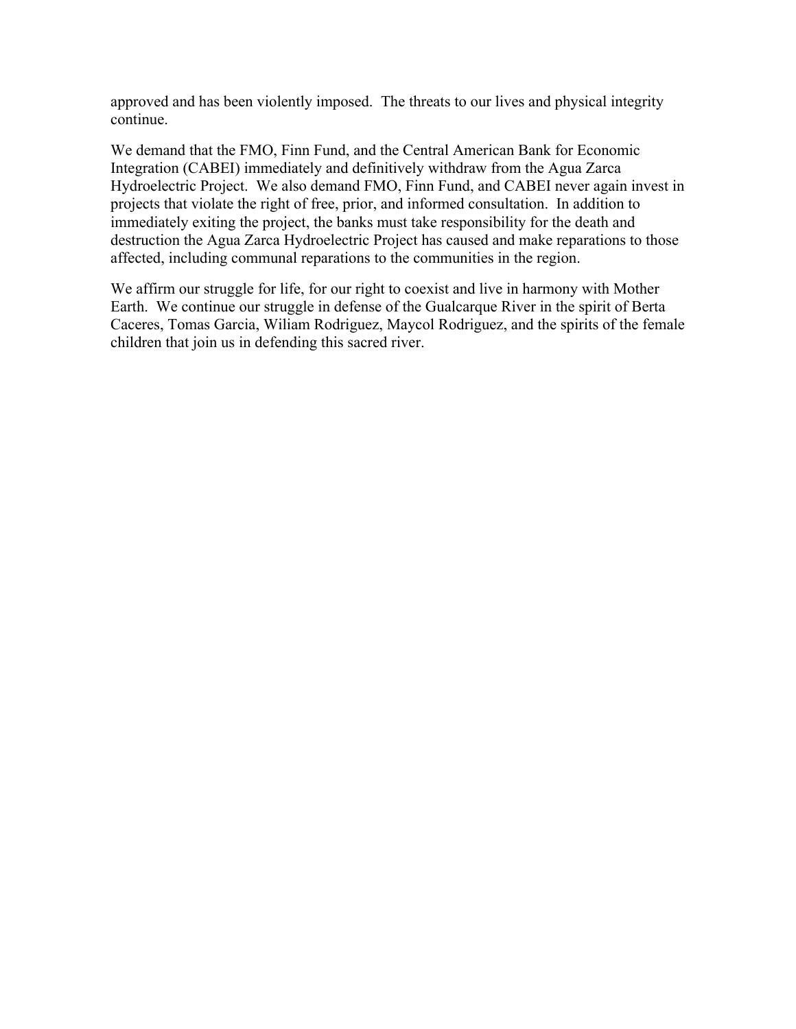approved and has been violently imposed. The threats to our lives and physical integrity continue.

We demand that the FMO, Finn Fund, and the Central American Bank for Economic Integration (CABEI) immediately and definitively withdraw from the Agua Zarca Hydroelectric Project. We also demand FMO, Finn Fund, and CABEI never again invest in projects that violate the right of free, prior, and informed consultation. In addition to immediately exiting the project, the banks must take responsibility for the death and destruction the Agua Zarca Hydroelectric Project has caused and make reparations to those affected, including communal reparations to the communities in the region.

We affirm our struggle for life, for our right to coexist and live in harmony with Mother Earth. We continue our struggle in defense of the Gualcarque River in the spirit of Berta Caceres, Tomas Garcia, Wiliam Rodriguez, Maycol Rodriguez, and the spirits of the female children that join us in defending this sacred river.